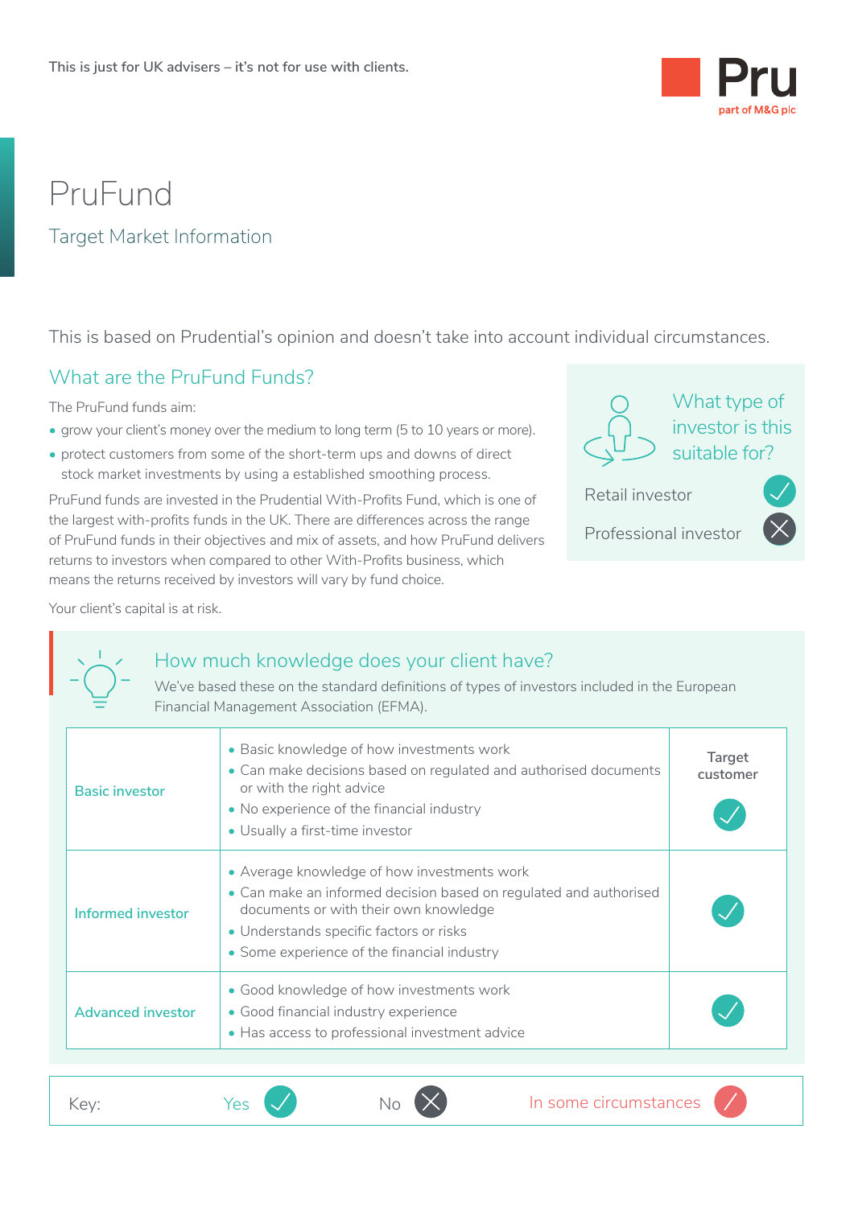This is just for UK advisers – it's not for use with clients.

Pru
part of M&G plc

# PruFund

## Target Market Information

This is based on Prudential's opinion and doesn't take into account individual circumstances.

## What are the PruFund Funds?

The PruFund funds aim:

- grow your client's money over the medium to long term (5 to 10 years or more).
- protect customers from some of the short-term ups and downs of direct stock market investments by using a established smoothing process.

PruFund funds are invested in the Prudential With-Profits Fund, which is one of the largest with-profits funds in the UK. There are differences across the range of PruFund funds in their objectives and mix of assets, and how PruFund delivers returns to investors when compared to other With-Profits business, which means the returns received by investors will vary by fund choice.

Your client's capital is at risk.

### What type of investor is this suitable for?

| | |
|---|---|
| Retail investor | ✓ |
| Professional investor | ✗ |

## How much knowledge does your client have?

We've based these on the standard definitions of types of investors included in the European Financial Management Association (EFMA).

| | | Target customer |
|---|---|---|
| Basic investor | • Basic knowledge of how investments work<br>• Can make decisions based on regulated and authorised documents or with the right advice<br>• No experience of the financial industry<br>• Usually a first-time investor | ✓ |
| Informed investor | • Average knowledge of how investments work<br>• Can make an informed decision based on regulated and authorised documents or with their own knowledge<br>• Understands specific factors or risks<br>• Some experience of the financial industry | ✓ |
| Advanced investor | • Good knowledge of how investments work<br>• Good financial industry experience<br>• Has access to professional investment advice | ✓ |

Key: Yes ✓ No ✗ In some circumstances /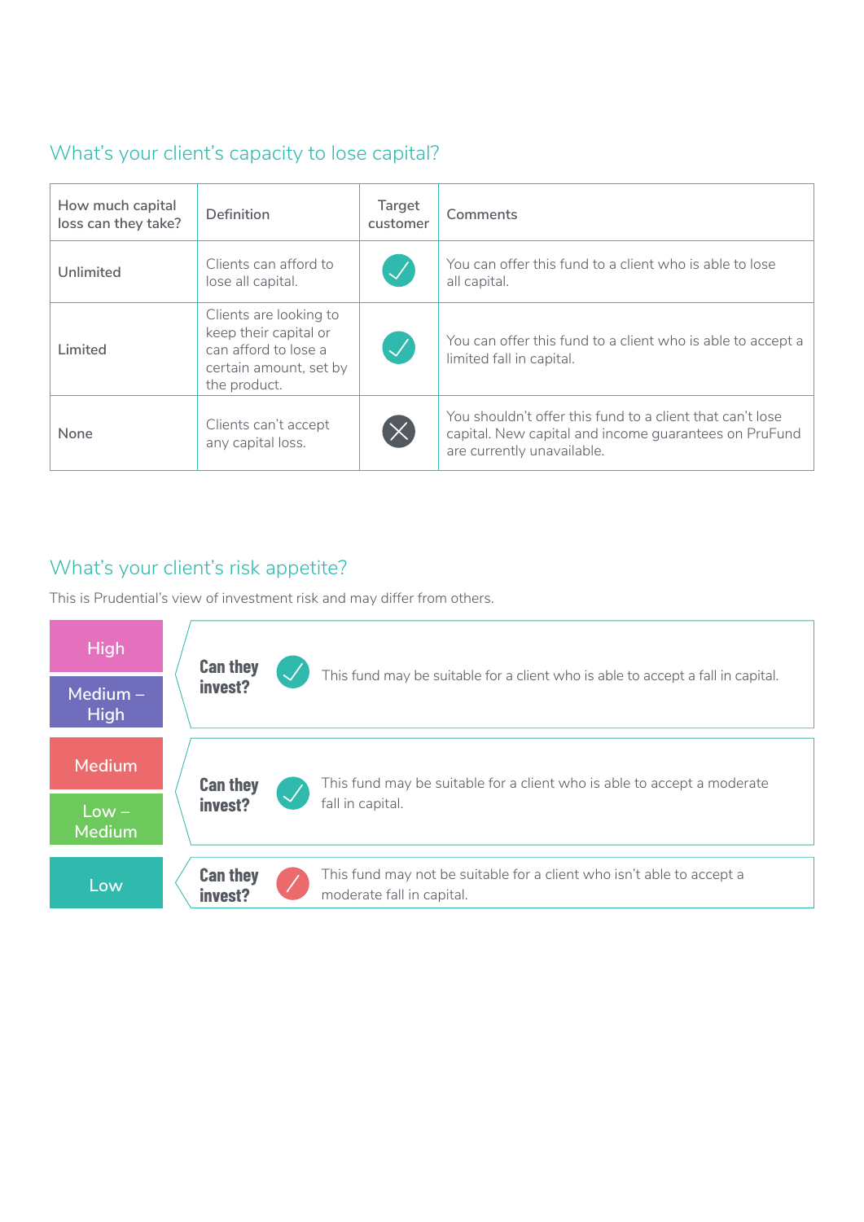## What's your client's capacity to lose capital?

| How much capital loss can they take? | Definition | Target customer | Comments |
|---|---|---|---|
| Unlimited | Clients can afford to lose all capital. | ✓ | You can offer this fund to a client who is able to lose all capital. |
| Limited | Clients are looking to keep their capital or can afford to lose a certain amount, set by the product. | ✓ | You can offer this fund to a client who is able to accept a limited fall in capital. |
| None | Clients can't accept any capital loss. | ✗ | You shouldn't offer this fund to a client that can't lose capital. New capital and income guarantees on PruFund are currently unavailable. |

## What's your client's risk appetite?

This is Prudential's view of investment risk and may differ from others.

| Risk appetite | Can they invest? | |
|---|---|---|
| High / Medium – High | ✓ | This fund may be suitable for a client who is able to accept a fall in capital. |
| Medium / Low – Medium | ✓ | This fund may be suitable for a client who is able to accept a moderate fall in capital. |
| Low | ✗ | This fund may not be suitable for a client who isn't able to accept a moderate fall in capital. |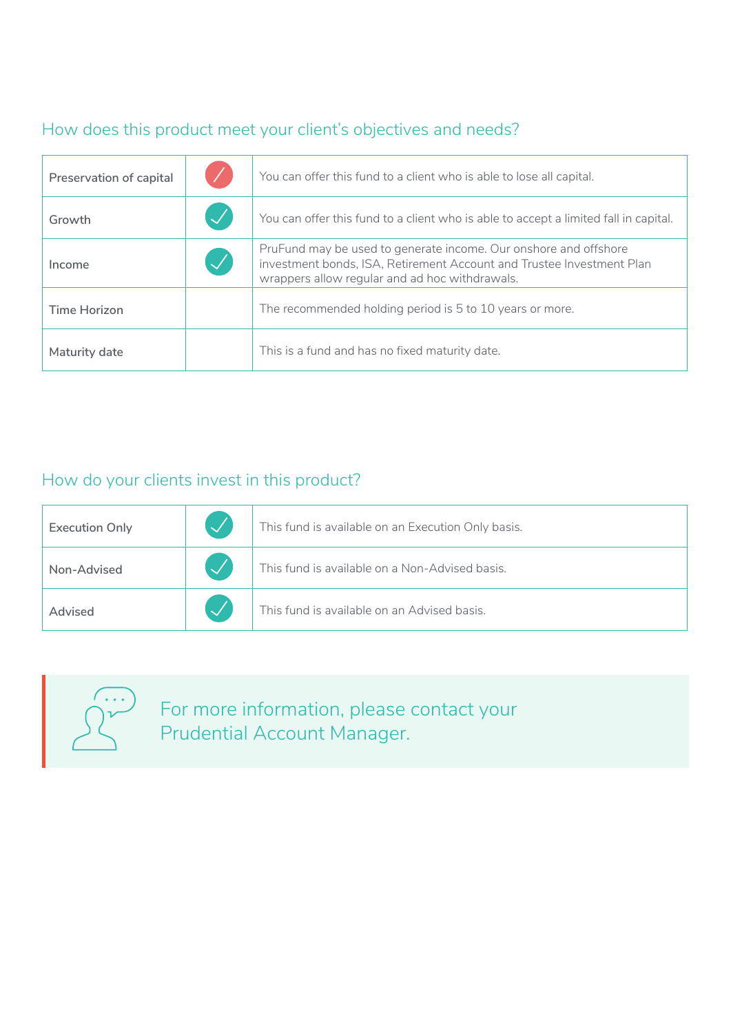## How does this product meet your client's objectives and needs?

| | | |
|---|---|---|
| Preservation of capital | ✗ | You can offer this fund to a client who is able to lose all capital. |
| Growth | ✓ | You can offer this fund to a client who is able to accept a limited fall in capital. |
| Income | ✓ | PruFund may be used to generate income. Our onshore and offshore investment bonds, ISA, Retirement Account and Trustee Investment Plan wrappers allow regular and ad hoc withdrawals. |
| Time Horizon | | The recommended holding period is 5 to 10 years or more. |
| Maturity date | | This is a fund and has no fixed maturity date. |

## How do your clients invest in this product?

| | | |
|---|---|---|
| Execution Only | ✓ | This fund is available on an Execution Only basis. |
| Non-Advised | ✓ | This fund is available on a Non-Advised basis. |
| Advised | ✓ | This fund is available on an Advised basis. |

For more information, please contact your Prudential Account Manager.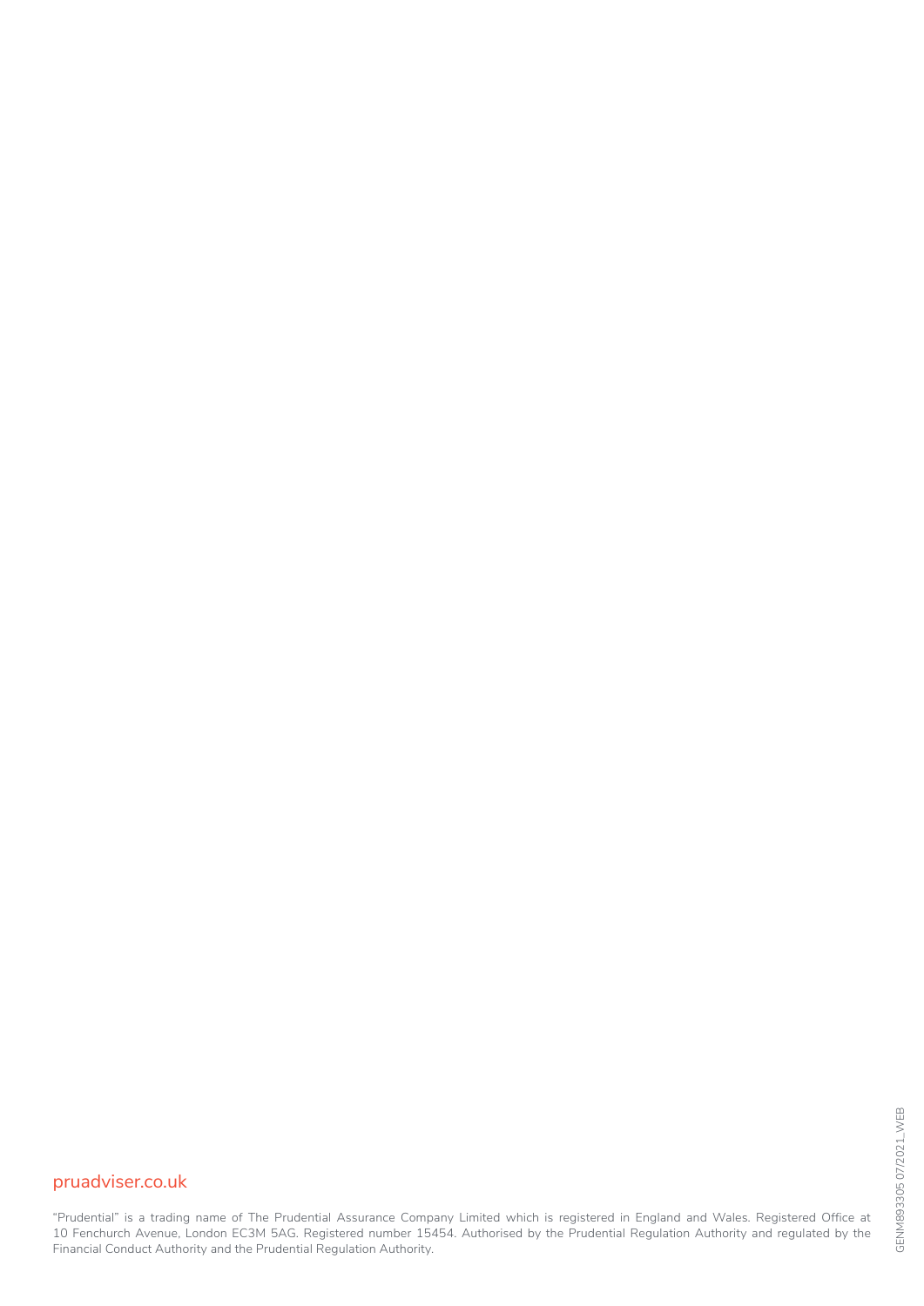pruadviser.co.uk

"Prudential" is a trading name of The Prudential Assurance Company Limited which is registered in England and Wales. Registered Office at 10 Fenchurch Avenue, London EC3M 5AG. Registered number 15454. Authorised by the Prudential Regulation Authority and regulated by the Financial Conduct Authority and the Prudential Regulation Authority.

GENM893305 07/2021_WEB